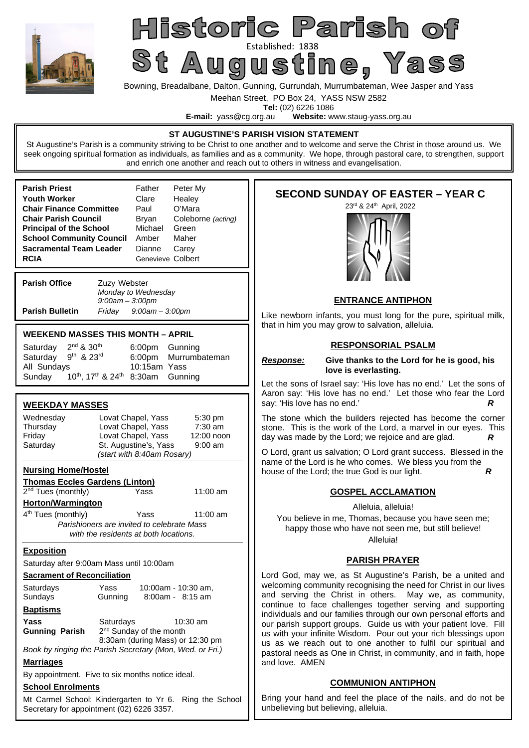# Historic Parish of St Augustine, Yass

Established: 1838

Bowning, Breadalbane, Dalton, Gunning, Gurrundah, Murrumbateman, Wee Jasper and Yass

Meehan Street, PO Box 24, YASS NSW 2582

**Tel:** (02) 6226 1086

**E-mail:** yass@cg.org.au **Website:** www.staug-yass.org.au

### ST AUGUSTINE'S PARISH VISION STATEMENT

St Augustine's Parish is a community striving to be Christ to one another and to welcome and serve the Christ in those around us. We seek ongoing spiritual formation as individuals, as families and as a community. We hope, through pastoral care, to strengthen, support and enrich one another and reach out to others in witness and evangelisation.

| | | |
|---|---|---|
| **Parish Priest** | Father | Peter My |
| **Youth Worker** | Clare | Healey |
| **Chair Finance Committee** | Paul | O'Mara |
| **Chair Parish Council** | Bryan | Coleborne *(acting)* |
| **Principal of the School** | Michael | Green |
| **School Community Council** | Amber | Maher |
| **Sacramental Team Leader** | Dianne | Carey |
| **RCIA** | Genevieve | Colbert |

**Parish Office** Zuzy Webster
*Monday to Wednesday*
*9:00am – 3:00pm*

**Parish Bulletin** *Friday 9:00am – 3:00pm*

### WEEKEND MASSES THIS MONTH – APRIL

| | | | |
|---|---|---|---|
| Saturday | 2nd & 30th | 6:00pm | Gunning |
| Saturday | 9th & 23rd | 6:00pm | Murrumbateman |
| All Sundays | | 10:15am | Yass |
| Sunday | 10th, 17th & 24th | 8:30am | Gunning |

### WEEKDAY MASSES

| | | |
|---|---|---|
| Wednesday | Lovat Chapel, Yass | 5:30 pm |
| Thursday | Lovat Chapel, Yass | 7:30 am |
| Friday | Lovat Chapel, Yass | 12:00 noon |
| Saturday | St. Augustine's, Yass | 9:00 am |

*(start with 8:40am Rosary)*

**Nursing Home/Hostel**

**Thomas Eccles Gardens (Linton)**

2nd Tues (monthly) Yass 11:00 am

**Horton/Warmington**

4th Tues (monthly) Yass 11:00 am

*Parishioners are invited to celebrate Mass with the residents at both locations.*

**Exposition**

Saturday after 9:00am Mass until 10:00am

**Sacrament of Reconciliation**

| | | |
|---|---|---|
| Saturdays | Yass | 10:00am - 10:30 am, |
| Sundays | Gunning | 8:00am - 8:15 am |

**Baptisms**

**Yass** Saturdays 10:30 am

**Gunning Parish** 2nd Sunday of the month
8:30am (during Mass) or 12:30 pm

*Book by ringing the Parish Secretary (Mon, Wed. or Fri.)*

**Marriages**

By appointment. Five to six months notice ideal.

**School Enrolments**

Mt Carmel School: Kindergarten to Yr 6. Ring the School Secretary for appointment (02) 6226 3357.

## SECOND SUNDAY OF EASTER – YEAR C

23rd & 24th April, 2022

### ENTRANCE ANTIPHON

Like newborn infants, you must long for the pure, spiritual milk, that in him you may grow to salvation, alleluia.

### RESPONSORIAL PSALM

***Response:*** **Give thanks to the Lord for he is good, his love is everlasting.**

Let the sons of Israel say: 'His love has no end.' Let the sons of Aaron say: 'His love has no end.' Let those who fear the Lord say: 'His love has no end.' ***R***

The stone which the builders rejected has become the corner stone. This is the work of the Lord, a marvel in our eyes. This day was made by the Lord; we rejoice and are glad. ***R***

O Lord, grant us salvation; O Lord grant success. Blessed in the name of the Lord is he who comes. We bless you from the house of the Lord; the true God is our light. ***R***

### GOSPEL ACCLAMATION

Alleluia, alleluia!
You believe in me, Thomas, because you have seen me;
happy those who have not seen me, but still believe!
Alleluia!

### PARISH PRAYER

Lord God, may we, as St Augustine's Parish, be a united and welcoming community recognising the need for Christ in our lives and serving the Christ in others. May we, as community, continue to face challenges together serving and supporting individuals and our families through our own personal efforts and our parish support groups. Guide us with your patient love. Fill us with your infinite Wisdom. Pour out your rich blessings upon us as we reach out to one another to fulfil our spiritual and pastoral needs as One in Christ, in community, and in faith, hope and love. AMEN

### COMMUNION ANTIPHON

Bring your hand and feel the place of the nails, and do not be unbelieving but believing, alleluia.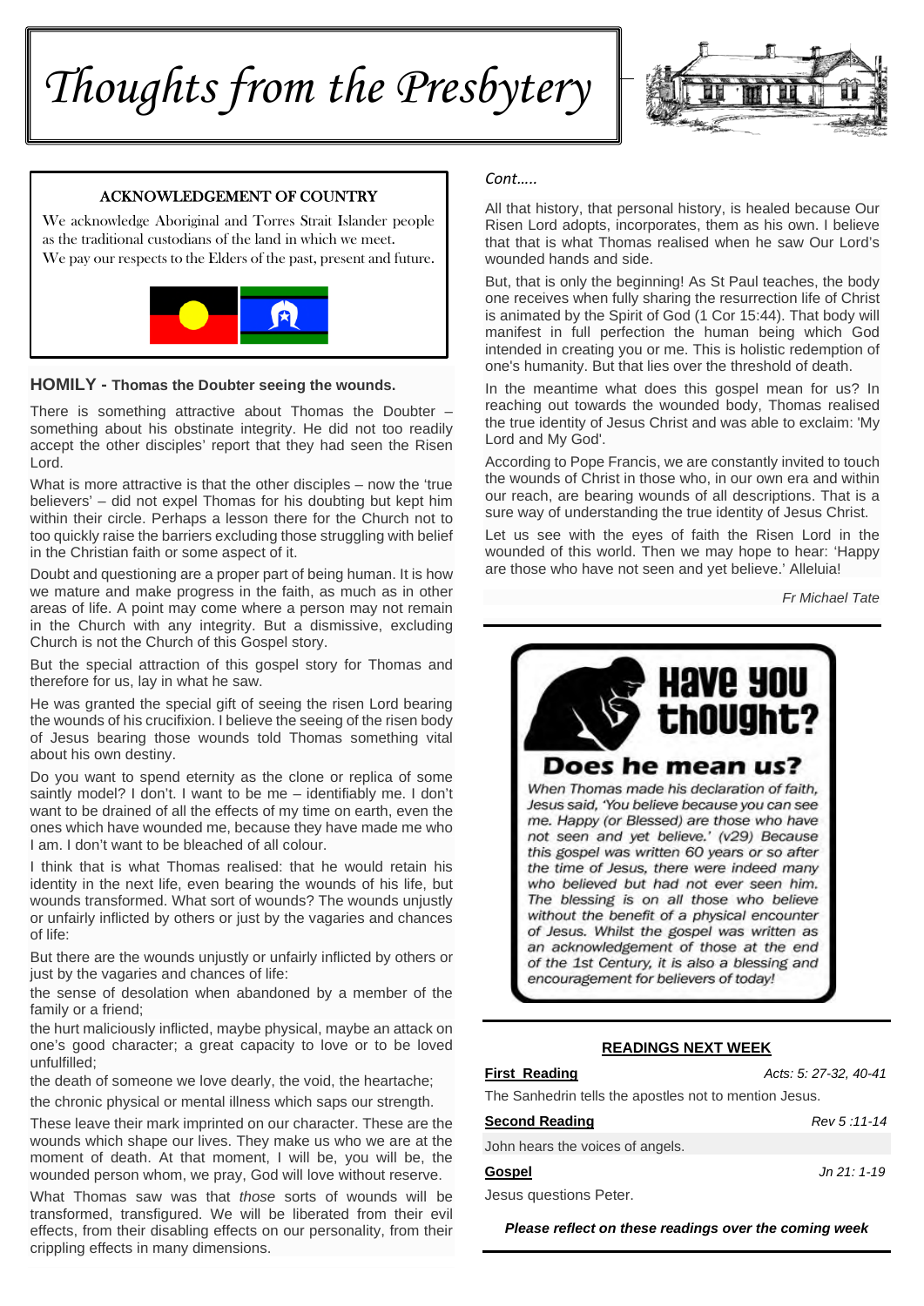# Thoughts from the Presbytery

**ACKNOWLEDGEMENT OF COUNTRY**

We acknowledge Aboriginal and Torres Strait Islander people as the traditional custodians of the land in which we meet.
We pay our respects to the Elders of the past, present and future.

## HOMILY - Thomas the Doubter seeing the wounds.

There is something attractive about Thomas the Doubter – something about his obstinate integrity. He did not too readily accept the other disciples' report that they had seen the Risen Lord.

What is more attractive is that the other disciples – now the 'true believers' – did not expel Thomas for his doubting but kept him within their circle. Perhaps a lesson there for the Church not to too quickly raise the barriers excluding those struggling with belief in the Christian faith or some aspect of it.

Doubt and questioning are a proper part of being human. It is how we mature and make progress in the faith, as much as in other areas of life. A point may come where a person may not remain in the Church with any integrity. But a dismissive, excluding Church is not the Church of this Gospel story.

But the special attraction of this gospel story for Thomas and therefore for us, lay in what he saw.

He was granted the special gift of seeing the risen Lord bearing the wounds of his crucifixion. I believe the seeing of the risen body of Jesus bearing those wounds told Thomas something vital about his own destiny.

Do you want to spend eternity as the clone or replica of some saintly model? I don't. I want to be me – identifiably me. I don't want to be drained of all the effects of my time on earth, even the ones which have wounded me, because they have made me who I am. I don't want to be bleached of all colour.

I think that is what Thomas realised: that he would retain his identity in the next life, even bearing the wounds of his life, but wounds transformed. What sort of wounds? The wounds unjustly or unfairly inflicted by others or just by the vagaries and chances of life:

But there are the wounds unjustly or unfairly inflicted by others or just by the vagaries and chances of life:

the sense of desolation when abandoned by a member of the family or a friend;

the hurt maliciously inflicted, maybe physical, maybe an attack on one's good character; a great capacity to love or to be loved unfulfilled;

the death of someone we love dearly, the void, the heartache;

the chronic physical or mental illness which saps our strength.

These leave their mark imprinted on our character. These are the wounds which shape our lives. They make us who we are at the moment of death. At that moment, I will be, you will be, the wounded person whom, we pray, God will love without reserve.

What Thomas saw was that *those* sorts of wounds will be transformed, transfigured. We will be liberated from their evil effects, from their disabling effects on our personality, from their crippling effects in many dimensions.

*Cont…..*

All that history, that personal history, is healed because Our Risen Lord adopts, incorporates, them as his own. I believe that that is what Thomas realised when he saw Our Lord's wounded hands and side.

But, that is only the beginning! As St Paul teaches, the body one receives when fully sharing the resurrection life of Christ is animated by the Spirit of God (1 Cor 15:44). That body will manifest in full perfection the human being which God intended in creating you or me. This is holistic redemption of one's humanity. But that lies over the threshold of death.

In the meantime what does this gospel mean for us? In reaching out towards the wounded body, Thomas realised the true identity of Jesus Christ and was able to exclaim: 'My Lord and My God'.

According to Pope Francis, we are constantly invited to touch the wounds of Christ in those who, in our own era and within our reach, are bearing wounds of all descriptions. That is a sure way of understanding the true identity of Jesus Christ.

Let us see with the eyes of faith the Risen Lord in the wounded of this world. Then we may hope to hear: 'Happy are those who have not seen and yet believe.' Alleluia!

*Fr Michael Tate*

## Have you thought? Does he mean us?

*When Thomas made his declaration of faith, Jesus said, 'You believe because you can see me. Happy (or Blessed) are those who have not seen and yet believe.' (v29) Because this gospel was written 60 years or so after the time of Jesus, there were indeed many who believed but had not ever seen him. The blessing is on all those who believe without the benefit of a physical encounter of Jesus. Whilst the gospel was written as an acknowledgement of those at the end of the 1st Century, it is also a blessing and encouragement for believers of today!*

## READINGS NEXT WEEK

**First Reading** — *Acts: 5: 27-32, 40-41*
The Sanhedrin tells the apostles not to mention Jesus.

**Second Reading** — *Rev 5 :11-14*
John hears the voices of angels.

**Gospel** — *Jn 21: 1-19*
Jesus questions Peter.

***Please reflect on these readings over the coming week***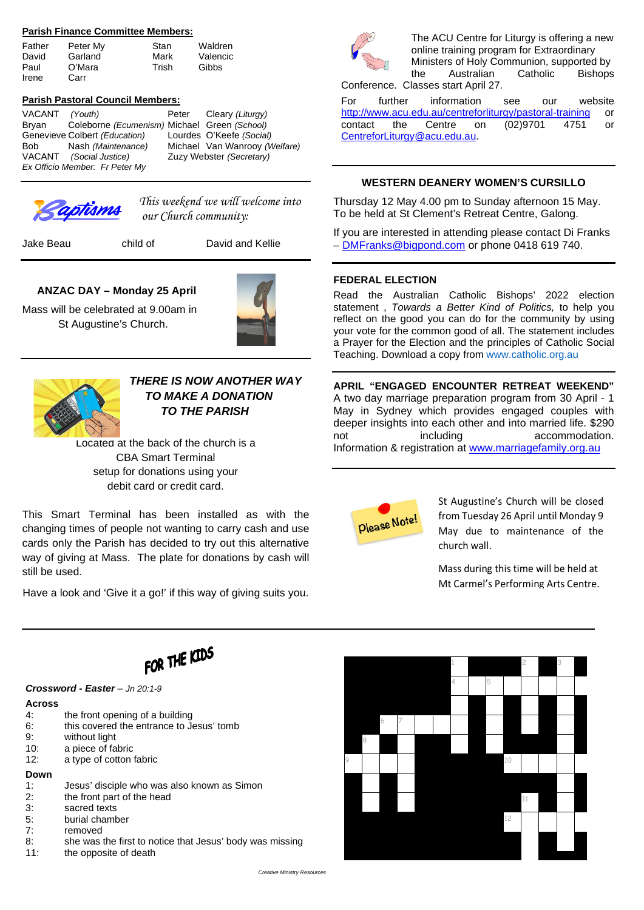## Parish Finance Committee Members:

| | | | |
|---|---|---|---|
| Father | Peter My | Stan | Waldren |
| David | Garland | Mark | Valencic |
| Paul | O'Mara | Trish | Gibbs |
| Irene | Carr | | |

## Parish Pastoral Council Members:

| | |
|---|---|
| VACANT *(Youth)* | Peter Cleary *(Liturgy)* |
| Bryan Coleborne *(Ecumenism)* | Michael Green *(School)* |
| Genevieve Colbert *(Education)* | Lourdes O'Keefe *(Social)* |
| Bob Nash *(Maintenance)* | Michael Van Wanrooy *(Welfare)* |
| VACANT *(Social Justice)* | Zuzy Webster *(Secretary)* |

*Ex Officio Member: Fr Peter My*

## Baptisms

*This weekend we will welcome into our Church community:*

Jake Beau child of David and Kellie

## ANZAC DAY – Monday 25 April

Mass will be celebrated at 9.00am in St Augustine's Church.

## *THERE IS NOW ANOTHER WAY TO MAKE A DONATION TO THE PARISH*

Located at the back of the church is a CBA Smart Terminal setup for donations using your debit card or credit card.

This Smart Terminal has been installed as with the changing times of people not wanting to carry cash and use cards only the Parish has decided to try out this alternative way of giving at Mass. The plate for donations by cash will still be used.

Have a look and 'Give it a go!' if this way of giving suits you.

The ACU Centre for Liturgy is offering a new online training program for Extraordinary Ministers of Holy Communion, supported by the Australian Catholic Bishops Conference. Classes start April 27.

For further information see our website http://www.acu.edu.au/centreforliturgy/pastoral-training or contact the Centre on (02)9701 4751 or CentreforLiturgy@acu.edu.au.

## WESTERN DEANERY WOMEN'S CURSILLO

Thursday 12 May 4.00 pm to Sunday afternoon 15 May. To be held at St Clement's Retreat Centre, Galong.

If you are interested in attending please contact Di Franks – DMFranks@bigpond.com or phone 0418 619 740.

## FEDERAL ELECTION

Read the Australian Catholic Bishops' 2022 election statement , *Towards a Better Kind of Politics,* to help you reflect on the good you can do for the community by using your vote for the common good of all. The statement includes a Prayer for the Election and the principles of Catholic Social Teaching. Download a copy from www.catholic.org.au

## APRIL "ENGAGED ENCOUNTER RETREAT WEEKEND"

A two day marriage preparation program from 30 April - 1 May in Sydney which provides engaged couples with deeper insights into each other and into married life. $290 not including accommodation. Information & registration at www.marriagefamily.org.au

Please Note!

St Augustine's Church will be closed from Tuesday 26 April until Monday 9 May due to maintenance of the church wall.

Mass during this time will be held at Mt Carmel's Performing Arts Centre.

## FOR THE KIDS

***Crossword - Easter** – Jn 20:1-9*

**Across**

- 4: the front opening of a building
- 6: this covered the entrance to Jesus' tomb
- 9: without light
- 10: a piece of fabric
- 12: a type of cotton fabric

**Down**

- 1: Jesus' disciple who was also known as Simon
- 2: the front part of the head
- 3: sacred texts
- 5: burial chamber
- 7: removed
- 8: she was the first to notice that Jesus' body was missing
- 11: the opposite of death

*Creative Ministry Resources*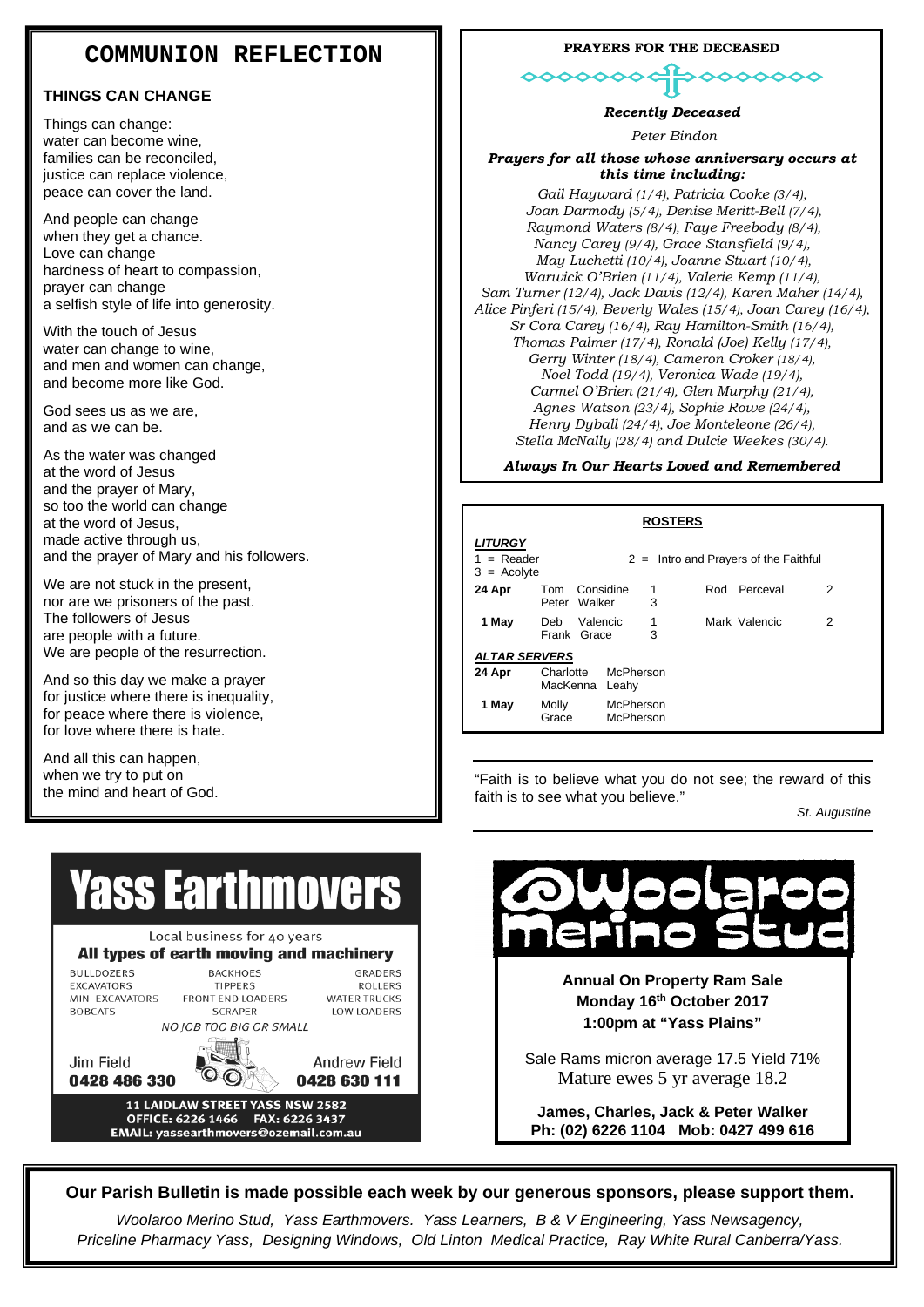# COMMUNION REFLECTION

### THINGS CAN CHANGE

Things can change:
water can become wine,
families can be reconciled,
justice can replace violence,
peace can cover the land.

And people can change
when they get a chance.
Love can change
hardness of heart to compassion,
prayer can change
a selfish style of life into generosity.

With the touch of Jesus
water can change to wine,
and men and women can change,
and become more like God.

God sees us as we are,
and as we can be.

As the water was changed
at the word of Jesus
and the prayer of Mary,
so too the world can change
at the word of Jesus,
made active through us,
and the prayer of Mary and his followers.

We are not stuck in the present,
nor are we prisoners of the past.
The followers of Jesus
are people with a future.
We are people of the resurrection.

And so this day we make a prayer
for justice where there is inequality,
for peace where there is violence,
for love where there is hate.

And all this can happen,
when we try to put on
the mind and heart of God.

## PRAYERS FOR THE DECEASED

***Recently Deceased***

*Peter Bindon*

***Prayers for all those whose anniversary occurs at this time including:***

*Gail Hayward (1/4), Patricia Cooke (3/4), Joan Darmody (5/4), Denise Meritt-Bell (7/4), Raymond Waters (8/4), Faye Freebody (8/4), Nancy Carey (9/4), Grace Stansfield (9/4), May Luchetti (10/4), Joanne Stuart (10/4), Warwick O'Brien (11/4), Valerie Kemp (11/4), Sam Turner (12/4), Jack Davis (12/4), Karen Maher (14/4), Alice Pinferi (15/4), Beverly Wales (15/4), Joan Carey (16/4), Sr Cora Carey (16/4), Ray Hamilton-Smith (16/4), Thomas Palmer (17/4), Ronald (Joe) Kelly (17/4), Gerry Winter (18/4), Cameron Croker (18/4), Noel Todd (19/4), Veronica Wade (19/4), Carmel O'Brien (21/4), Glen Murphy (21/4), Agnes Watson (23/4), Sophie Rowe (24/4), Henry Dyball (24/4), Joe Monteleone (26/4), Stella McNally (28/4) and Dulcie Weekes (30/4).*

***Always In Our Hearts Loved and Remembered***

## ROSTERS

***LITURGY***

1 = Reader    2 = Intro and Prayers of the Faithful    3 = Acolyte

| | | | | |
|---|---|---|---|---|
| **24 Apr** | Tom Considine | 1 | Rod Perceval | 2 |
| | Peter Walker | 3 | | |
| **1 May** | Deb Valencic | 1 | Mark Valencic | 2 |
| | Frank Grace | 3 | | |

***ALTAR SERVERS***

| | | |
|---|---|---|
| **24 Apr** | Charlotte McPherson | MacKenna Leahy |
| **1 May** | Molly McPherson | Grace McPherson |

"Faith is to believe what you do not see; the reward of this faith is to see what you believe."

*St. Augustine*

# Yass Earthmovers

Local business for 40 years

**All types of earth moving and machinery**

BULLDOZERS, EXCAVATORS, MINI EXCAVATORS, BOBCATS, BACKHOES, TIPPERS, FRONT END LOADERS, SCRAPER, GRADERS, ROLLERS, WATER TRUCKS, LOW LOADERS

*NO JOB TOO BIG OR SMALL*

Jim Field **0428 486 330**    Andrew Field **0428 630 111**

**11 LAIDLAW STREET YASS NSW 2582**
**OFFICE: 6226 1466 FAX: 6226 3437**
**EMAIL: yassearthmovers@ozemail.com.au**

# Woolaroo Merino Stud

**Annual On Property Ram Sale**
**Monday 16th October 2017**
**1:00pm at "Yass Plains"**

Sale Rams micron average 17.5 Yield 71%
Mature ewes 5 yr average 18.2

**James, Charles, Jack & Peter Walker**
**Ph: (02) 6226 1104 Mob: 0427 499 616**

**Our Parish Bulletin is made possible each week by our generous sponsors, please support them.**

*Woolaroo Merino Stud, Yass Earthmovers. Yass Learners, B & V Engineering, Yass Newsagency, Priceline Pharmacy Yass, Designing Windows, Old Linton Medical Practice, Ray White Rural Canberra/Yass.*